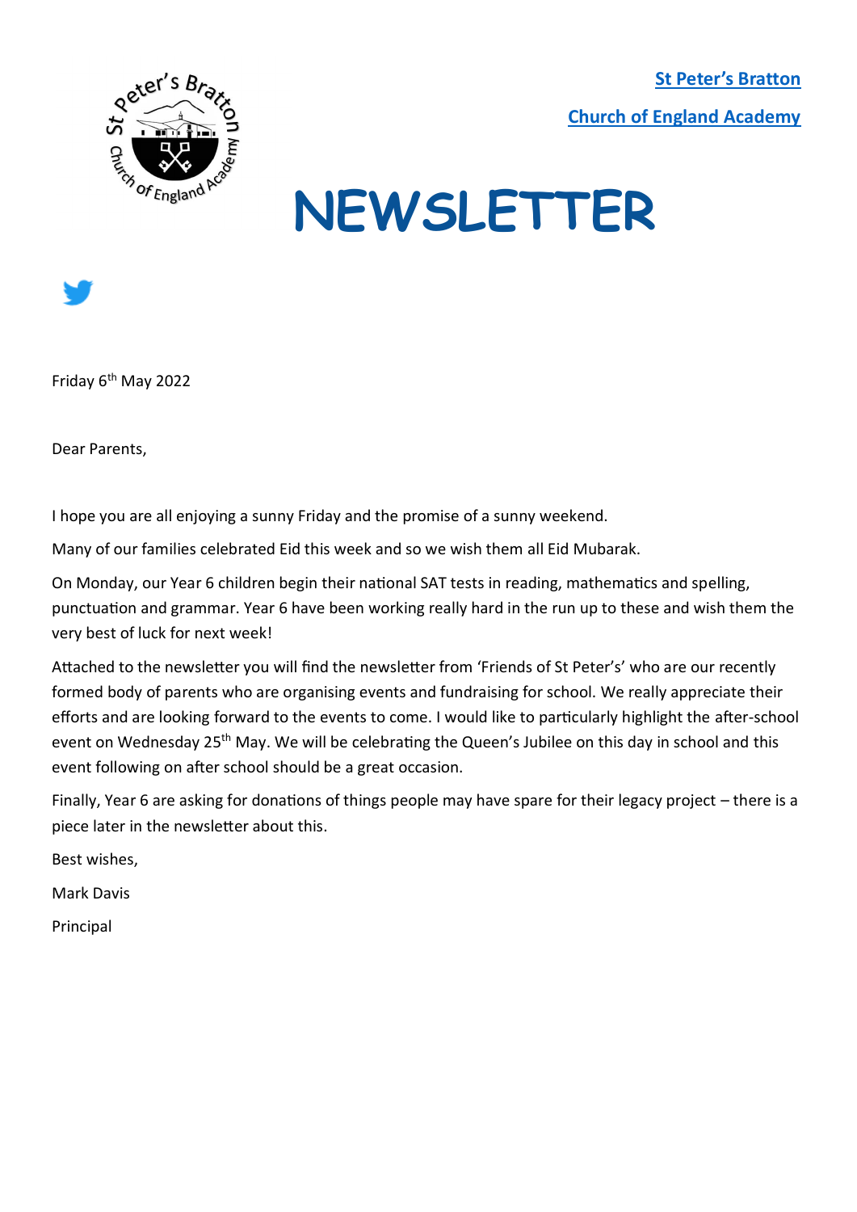**St Peter's Bratton**

**Church of England Academy**

# NEWSLETTER

Friday 6th May 2022

Dear Parents,

I hope you are all enjoying a sunny Friday and the promise of a sunny weekend.

Many of our families celebrated Eid this week and so we wish them all Eid Mubarak.

On Monday, our Year 6 children begin their national SAT tests in reading, mathematics and spelling, punctuation and grammar. Year 6 have been working really hard in the run up to these and wish them the very best of luck for next week!

Attached to the newsletter you will find the newsletter from 'Friends of St Peter's' who are our recently formed body of parents who are organising events and fundraising for school. We really appreciate their efforts and are looking forward to the events to come. I would like to particularly highlight the after-school event on Wednesday 25th May. We will be celebrating the Queen's Jubilee on this day in school and this event following on after school should be a great occasion.

Finally, Year 6 are asking for donations of things people may have spare for their legacy project – there is a piece later in the newsletter about this.

Best wishes,

Mark Davis

Principal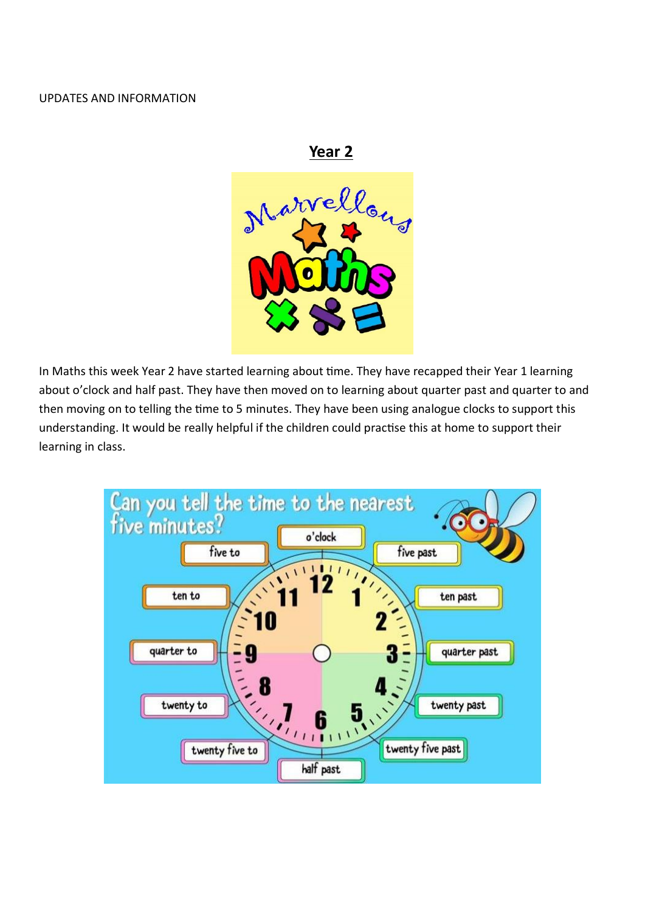UPDATES AND INFORMATION

## Year 2

In Maths this week Year 2 have started learning about time. They have recapped their Year 1 learning about o'clock and half past. They have then moved on to learning about quarter past and quarter to and then moving on to telling the time to 5 minutes. They have been using analogue clocks to support this understanding. It would be really helpful if the children could practise this at home to support their learning in class.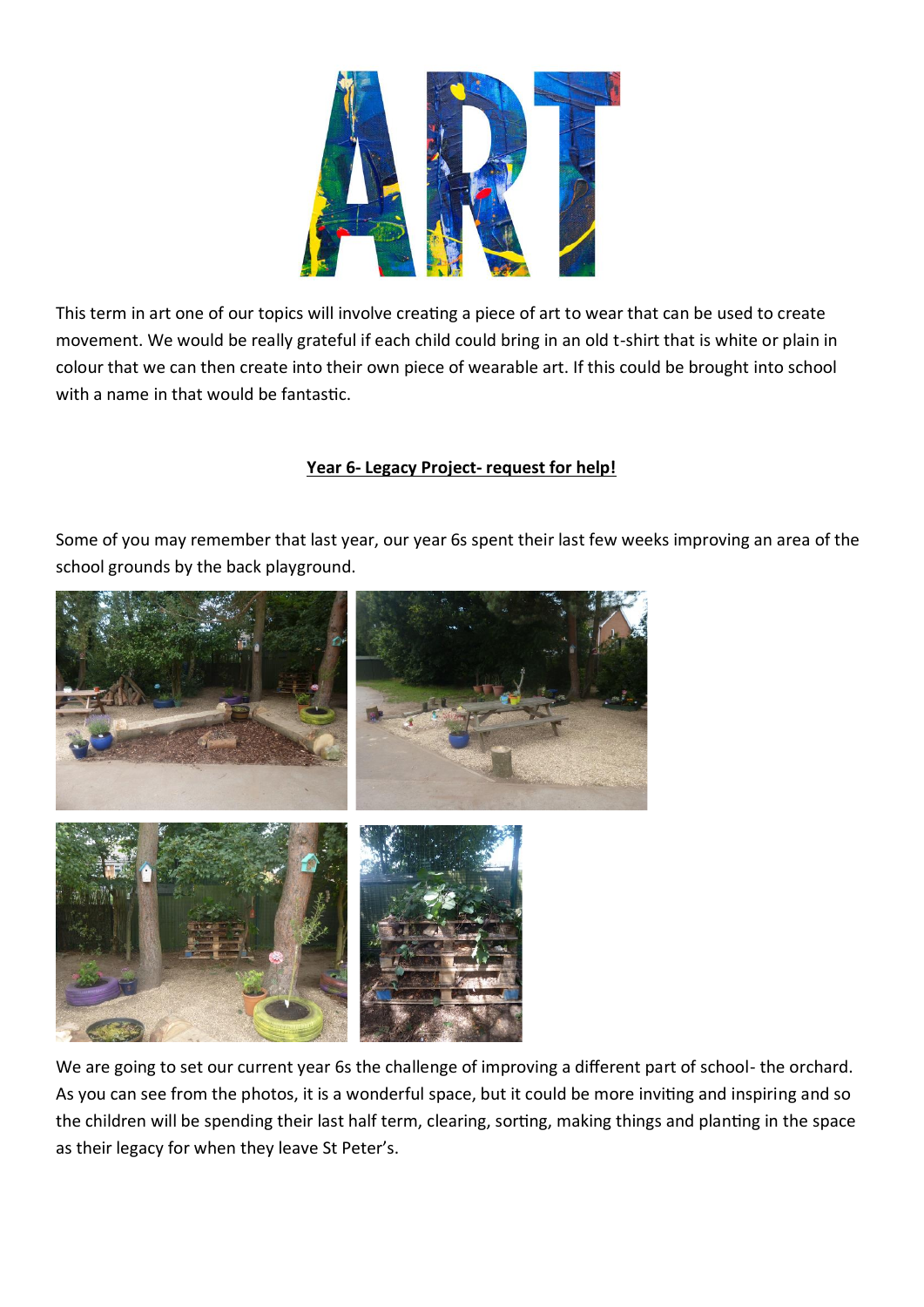# ART

This term in art one of our topics will involve creating a piece of art to wear that can be used to create movement. We would be really grateful if each child could bring in an old t-shirt that is white or plain in colour that we can then create into their own piece of wearable art. If this could be brought into school with a name in that would be fantastic.

## Year 6- Legacy Project- request for help!

Some of you may remember that last year, our year 6s spent their last few weeks improving an area of the school grounds by the back playground.

We are going to set our current year 6s the challenge of improving a different part of school- the orchard. As you can see from the photos, it is a wonderful space, but it could be more inviting and inspiring and so the children will be spending their last half term, clearing, sorting, making things and planting in the space as their legacy for when they leave St Peter's.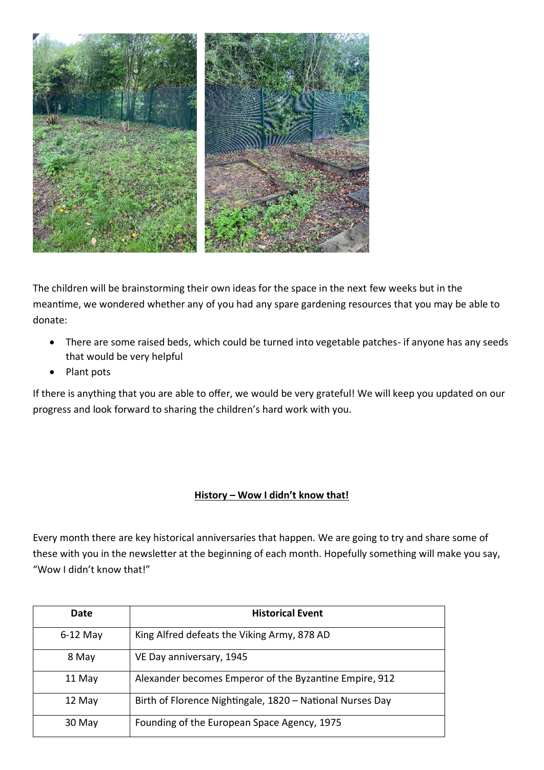The children will be brainstorming their own ideas for the space in the next few weeks but in the meantime, we wondered whether any of you had any spare gardening resources that you may be able to donate:

- There are some raised beds, which could be turned into vegetable patches- if anyone has any seeds that would be very helpful
- Plant pots

If there is anything that you are able to offer, we would be very grateful! We will keep you updated on our progress and look forward to sharing the children's hard work with you.

## History – Wow I didn't know that!

Every month there are key historical anniversaries that happen. We are going to try and share some of these with you in the newsletter at the beginning of each month. Hopefully something will make you say, "Wow I didn't know that!"

| Date | Historical Event |
|---|---|
| 6-12 May | King Alfred defeats the Viking Army, 878 AD |
| 8 May | VE Day anniversary, 1945 |
| 11 May | Alexander becomes Emperor of the Byzantine Empire, 912 |
| 12 May | Birth of Florence Nightingale, 1820 – National Nurses Day |
| 30 May | Founding of the European Space Agency, 1975 |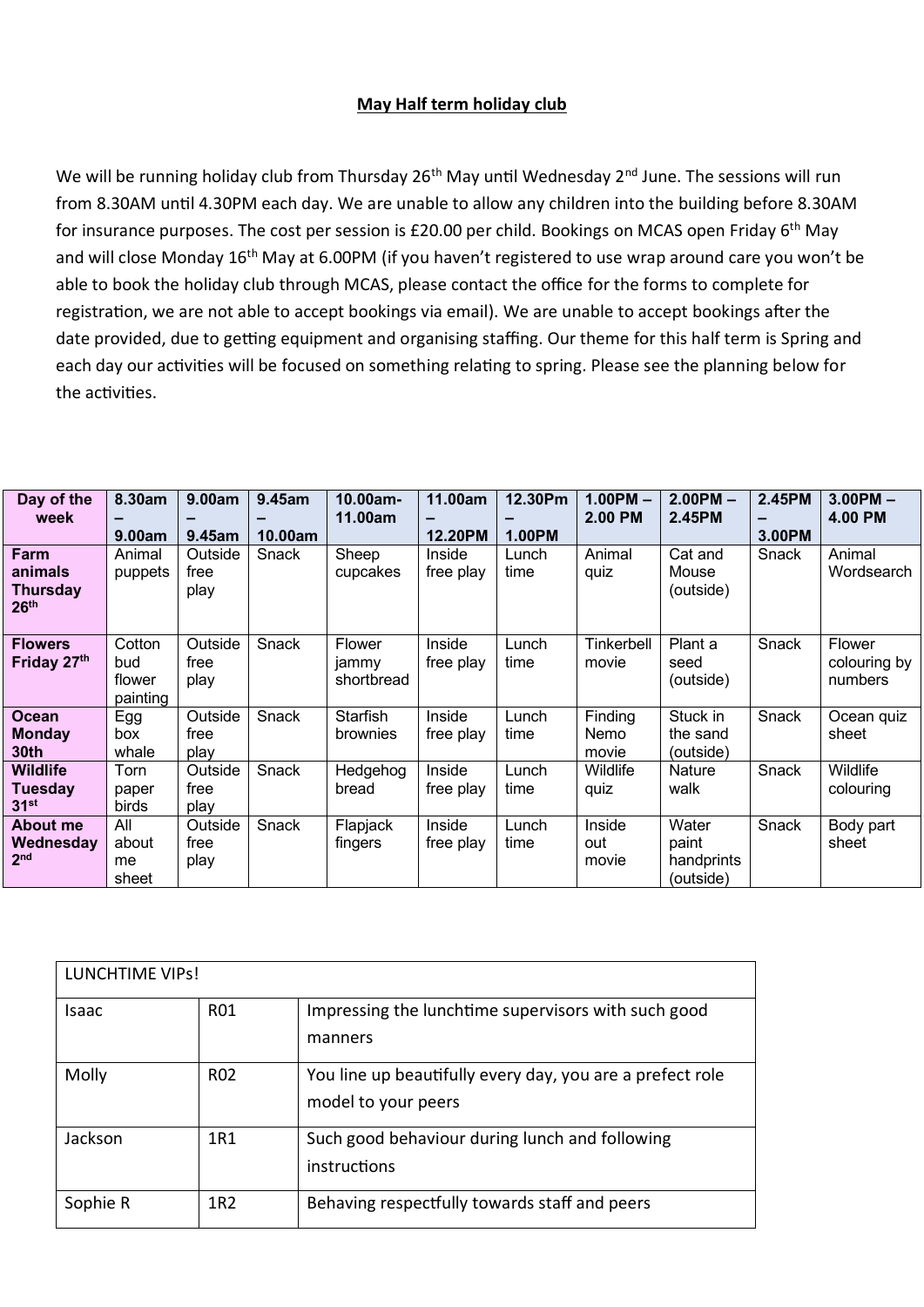## May Half term holiday club

We will be running holiday club from Thursday 26th May until Wednesday 2nd June. The sessions will run from 8.30AM until 4.30PM each day. We are unable to allow any children into the building before 8.30AM for insurance purposes. The cost per session is £20.00 per child. Bookings on MCAS open Friday 6th May and will close Monday 16th May at 6.00PM (if you haven't registered to use wrap around care you won't be able to book the holiday club through MCAS, please contact the office for the forms to complete for registration, we are not able to accept bookings via email). We are unable to accept bookings after the date provided, due to getting equipment and organising staffing. Our theme for this half term is Spring and each day our activities will be focused on something relating to spring. Please see the planning below for the activities.

| Day of the week | 8.30am – 9.00am | 9.00am – 9.45am | 9.45am – 10.00am | 10.00am-11.00am | 11.00am – 12.20PM | 12.30Pm – 1.00PM | 1.00PM – 2.00 PM | 2.00PM – 2.45PM | 2.45PM – 3.00PM | 3.00PM – 4.00 PM |
|---|---|---|---|---|---|---|---|---|---|---|
| **Farm animals Thursday 26th** | Animal puppets | Outside free play | Snack | Sheep cupcakes | Inside free play | Lunch time | Animal quiz | Cat and Mouse (outside) | Snack | Animal Wordsearch |
| **Flowers Friday 27th** | Cotton bud flower painting | Outside free play | Snack | Flower jammy shortbread | Inside free play | Lunch time | Tinkerbell movie | Plant a seed (outside) | Snack | Flower colouring by numbers |
| **Ocean Monday 30th** | Egg box whale | Outside free play | Snack | Starfish brownies | Inside free play | Lunch time | Finding Nemo movie | Stuck in the sand (outside) | Snack | Ocean quiz sheet |
| **Wildlife Tuesday 31st** | Torn paper birds | Outside free play | Snack | Hedgehog bread | Inside free play | Lunch time | Wildlife quiz | Nature walk | Snack | Wildlife colouring |
| **About me Wednesday 2nd** | All about me sheet | Outside free play | Snack | Flapjack fingers | Inside free play | Lunch time | Inside out movie | Water paint handprints (outside) | Snack | Body part sheet |

| LUNCHTIME VIPs! | | |
|---|---|---|
| Isaac | R01 | Impressing the lunchtime supervisors with such good manners |
| Molly | R02 | You line up beautifully every day, you are a prefect role model to your peers |
| Jackson | 1R1 | Such good behaviour during lunch and following instructions |
| Sophie R | 1R2 | Behaving respectfully towards staff and peers |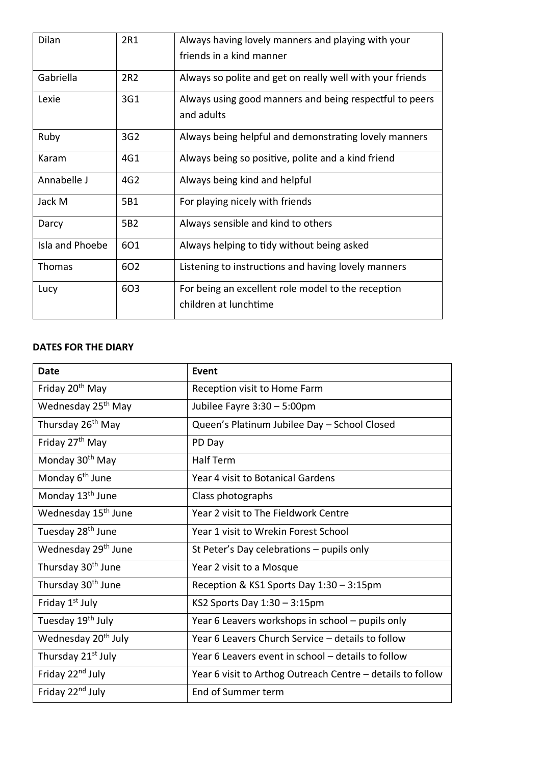| | | |
|---|---|---|
| Dilan | 2R1 | Always having lovely manners and playing with your friends in a kind manner |
| Gabriella | 2R2 | Always so polite and get on really well with your friends |
| Lexie | 3G1 | Always using good manners and being respectful to peers and adults |
| Ruby | 3G2 | Always being helpful and demonstrating lovely manners |
| Karam | 4G1 | Always being so positive, polite and a kind friend |
| Annabelle J | 4G2 | Always being kind and helpful |
| Jack M | 5B1 | For playing nicely with friends |
| Darcy | 5B2 | Always sensible and kind to others |
| Isla and Phoebe | 6O1 | Always helping to tidy without being asked |
| Thomas | 6O2 | Listening to instructions and having lovely manners |
| Lucy | 6O3 | For being an excellent role model to the reception children at lunchtime |

**DATES FOR THE DIARY**

| Date | Event |
|---|---|
| Friday 20th May | Reception visit to Home Farm |
| Wednesday 25th May | Jubilee Fayre 3:30 – 5:00pm |
| Thursday 26th May | Queen's Platinum Jubilee Day – School Closed |
| Friday 27th May | PD Day |
| Monday 30th May | Half Term |
| Monday 6th June | Year 4 visit to Botanical Gardens |
| Monday 13th June | Class photographs |
| Wednesday 15th June | Year 2 visit to The Fieldwork Centre |
| Tuesday 28th June | Year 1 visit to Wrekin Forest School |
| Wednesday 29th June | St Peter's Day celebrations – pupils only |
| Thursday 30th June | Year 2 visit to a Mosque |
| Thursday 30th June | Reception & KS1 Sports Day 1:30 – 3:15pm |
| Friday 1st July | KS2 Sports Day 1:30 – 3:15pm |
| Tuesday 19th July | Year 6 Leavers workshops in school – pupils only |
| Wednesday 20th July | Year 6 Leavers Church Service – details to follow |
| Thursday 21st July | Year 6 Leavers event in school – details to follow |
| Friday 22nd July | Year 6 visit to Arthog Outreach Centre – details to follow |
| Friday 22nd July | End of Summer term |